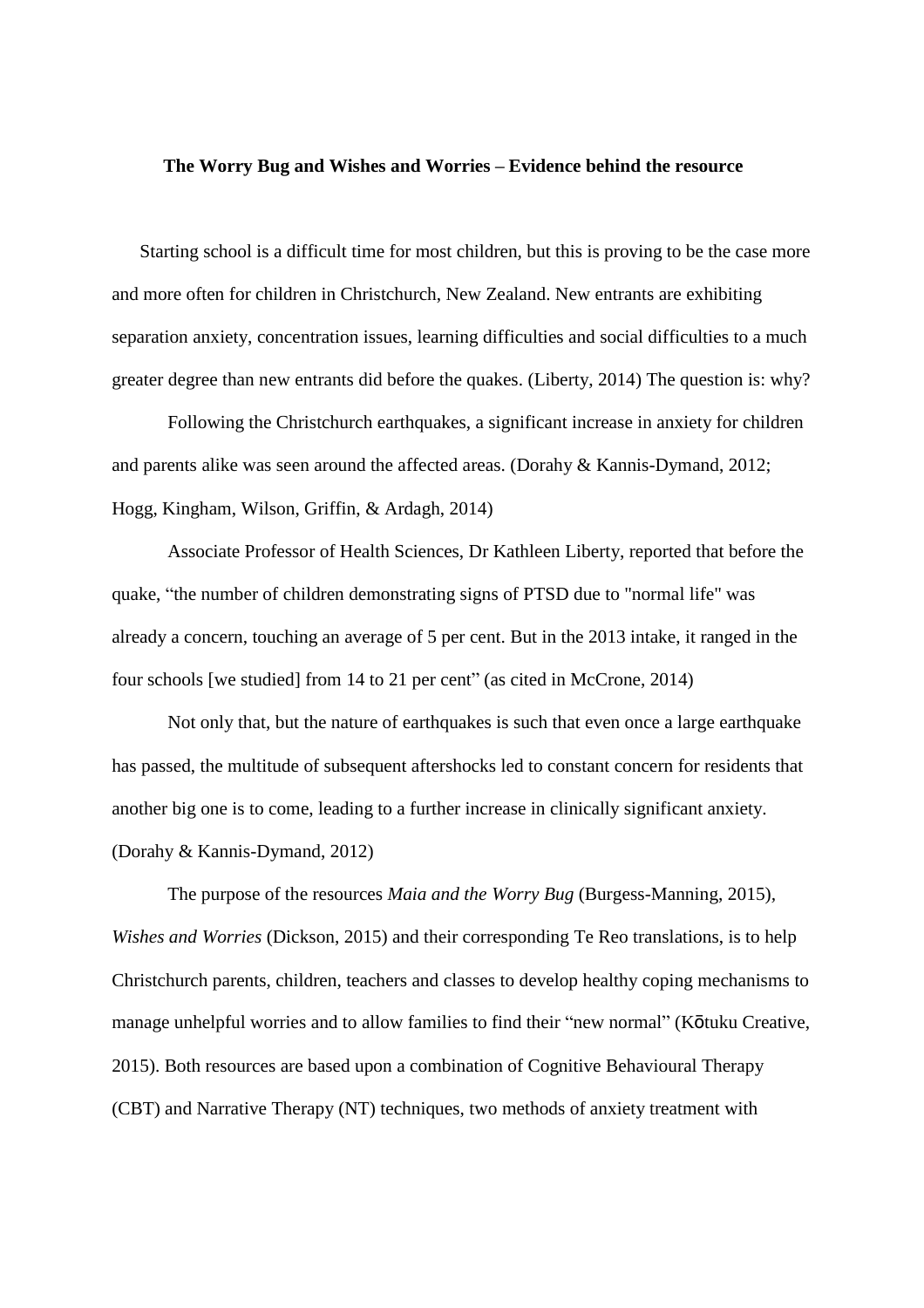**The Worry Bug and Wishes and Worries – Evidence behind the resource**

Starting school is a difficult time for most children, but this is proving to be the case more and more often for children in Christchurch, New Zealand. New entrants are exhibiting separation anxiety, concentration issues, learning difficulties and social difficulties to a much greater degree than new entrants did before the quakes. (Liberty, 2014) The question is: why?

Following the Christchurch earthquakes, a significant increase in anxiety for children and parents alike was seen around the affected areas. (Dorahy & Kannis-Dymand, 2012; Hogg, Kingham, Wilson, Griffin, & Ardagh, 2014)

Associate Professor of Health Sciences, Dr Kathleen Liberty, reported that before the quake, "the number of children demonstrating signs of PTSD due to "normal life" was already a concern, touching an average of 5 per cent. But in the 2013 intake, it ranged in the four schools [we studied] from 14 to 21 per cent" (as cited in McCrone, 2014)

Not only that, but the nature of earthquakes is such that even once a large earthquake has passed, the multitude of subsequent aftershocks led to constant concern for residents that another big one is to come, leading to a further increase in clinically significant anxiety. (Dorahy & Kannis-Dymand, 2012)

The purpose of the resources *Maia and the Worry Bug* (Burgess-Manning, 2015), *Wishes and Worries* (Dickson, 2015) and their corresponding Te Reo translations, is to help Christchurch parents, children, teachers and classes to develop healthy coping mechanisms to manage unhelpful worries and to allow families to find their "new normal" (Kōtuku Creative, 2015). Both resources are based upon a combination of Cognitive Behavioural Therapy (CBT) and Narrative Therapy (NT) techniques, two methods of anxiety treatment with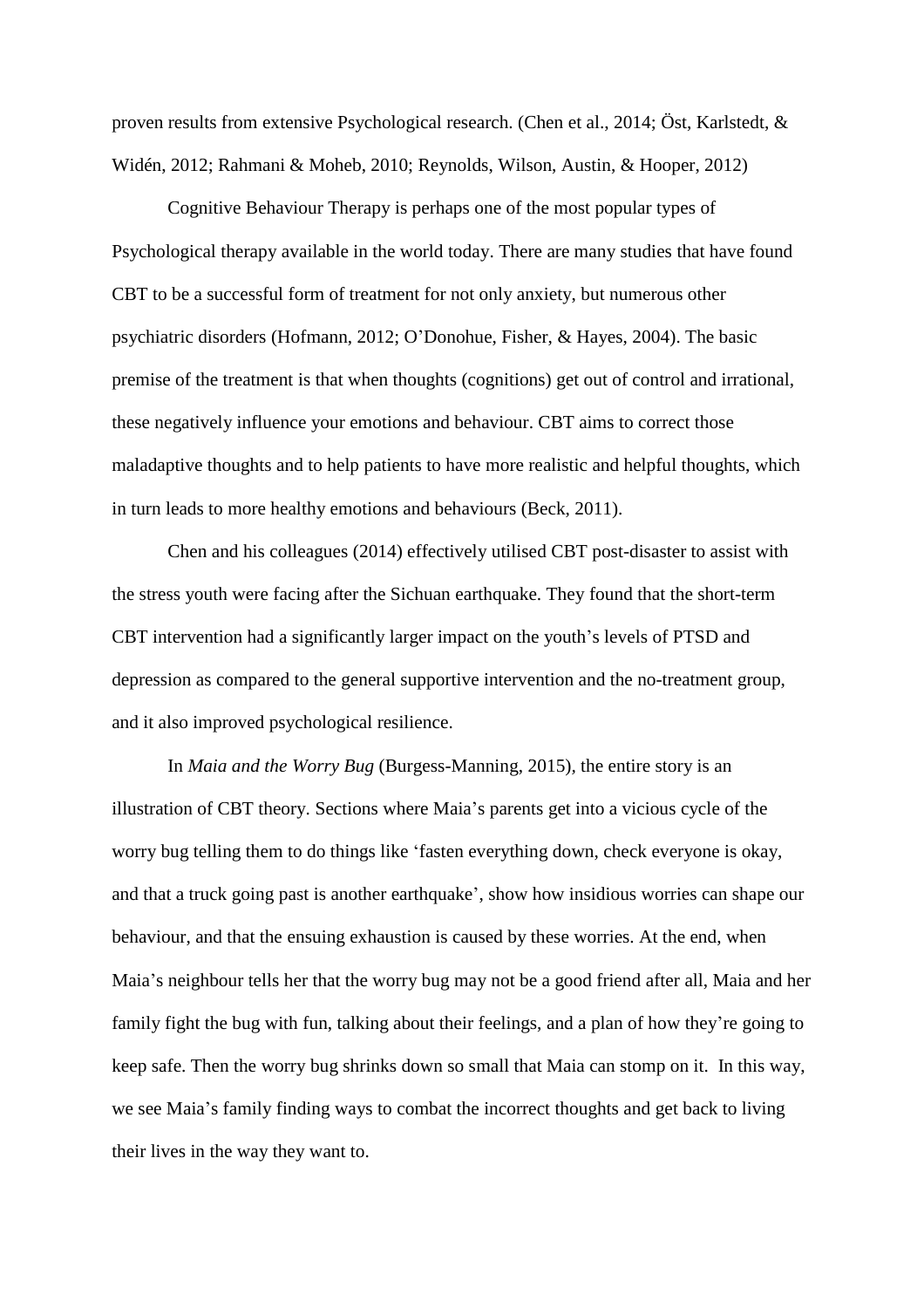proven results from extensive Psychological research. (Chen et al., 2014; Öst, Karlstedt, & Widén, 2012; Rahmani & Moheb, 2010; Reynolds, Wilson, Austin, & Hooper, 2012)

Cognitive Behaviour Therapy is perhaps one of the most popular types of Psychological therapy available in the world today. There are many studies that have found CBT to be a successful form of treatment for not only anxiety, but numerous other psychiatric disorders (Hofmann, 2012; O'Donohue, Fisher, & Hayes, 2004). The basic premise of the treatment is that when thoughts (cognitions) get out of control and irrational, these negatively influence your emotions and behaviour. CBT aims to correct those maladaptive thoughts and to help patients to have more realistic and helpful thoughts, which in turn leads to more healthy emotions and behaviours (Beck, 2011).

Chen and his colleagues (2014) effectively utilised CBT post-disaster to assist with the stress youth were facing after the Sichuan earthquake. They found that the short-term CBT intervention had a significantly larger impact on the youth's levels of PTSD and depression as compared to the general supportive intervention and the no-treatment group, and it also improved psychological resilience.

In *Maia and the Worry Bug* (Burgess-Manning, 2015), the entire story is an illustration of CBT theory. Sections where Maia's parents get into a vicious cycle of the worry bug telling them to do things like 'fasten everything down, check everyone is okay, and that a truck going past is another earthquake', show how insidious worries can shape our behaviour, and that the ensuing exhaustion is caused by these worries. At the end, when Maia's neighbour tells her that the worry bug may not be a good friend after all, Maia and her family fight the bug with fun, talking about their feelings, and a plan of how they're going to keep safe. Then the worry bug shrinks down so small that Maia can stomp on it. In this way, we see Maia's family finding ways to combat the incorrect thoughts and get back to living their lives in the way they want to.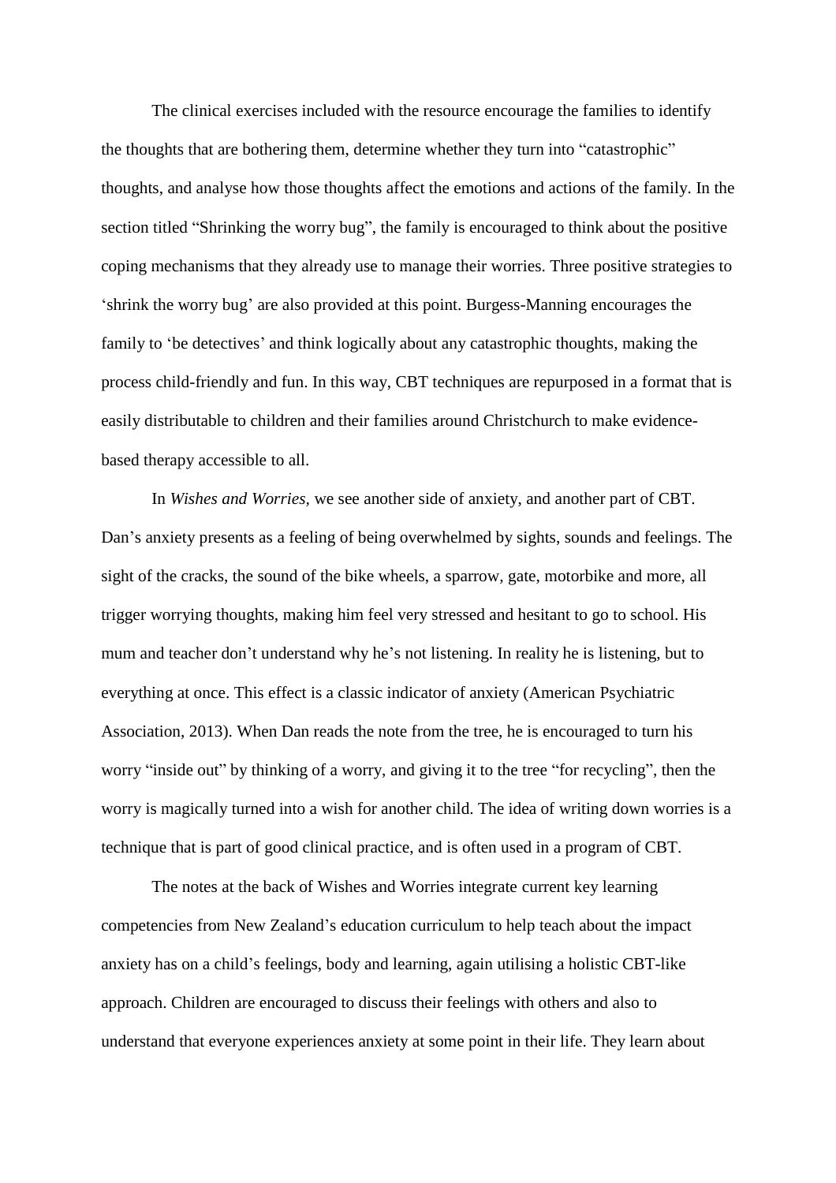The clinical exercises included with the resource encourage the families to identify the thoughts that are bothering them, determine whether they turn into “catastrophic” thoughts, and analyse how those thoughts affect the emotions and actions of the family. In the section titled “Shrinking the worry bug”, the family is encouraged to think about the positive coping mechanisms that they already use to manage their worries. Three positive strategies to ‘shrink the worry bug’ are also provided at this point. Burgess-Manning encourages the family to ‘be detectives’ and think logically about any catastrophic thoughts, making the process child-friendly and fun. In this way, CBT techniques are repurposed in a format that is easily distributable to children and their families around Christchurch to make evidence-based therapy accessible to all.

In *Wishes and Worries,* we see another side of anxiety, and another part of CBT. Dan’s anxiety presents as a feeling of being overwhelmed by sights, sounds and feelings. The sight of the cracks, the sound of the bike wheels, a sparrow, gate, motorbike and more, all trigger worrying thoughts, making him feel very stressed and hesitant to go to school. His mum and teacher don’t understand why he’s not listening. In reality he is listening, but to everything at once. This effect is a classic indicator of anxiety (American Psychiatric Association, 2013). When Dan reads the note from the tree, he is encouraged to turn his worry “inside out” by thinking of a worry, and giving it to the tree “for recycling”, then the worry is magically turned into a wish for another child. The idea of writing down worries is a technique that is part of good clinical practice, and is often used in a program of CBT.

The notes at the back of Wishes and Worries integrate current key learning competencies from New Zealand’s education curriculum to help teach about the impact anxiety has on a child’s feelings, body and learning, again utilising a holistic CBT-like approach. Children are encouraged to discuss their feelings with others and also to understand that everyone experiences anxiety at some point in their life. They learn about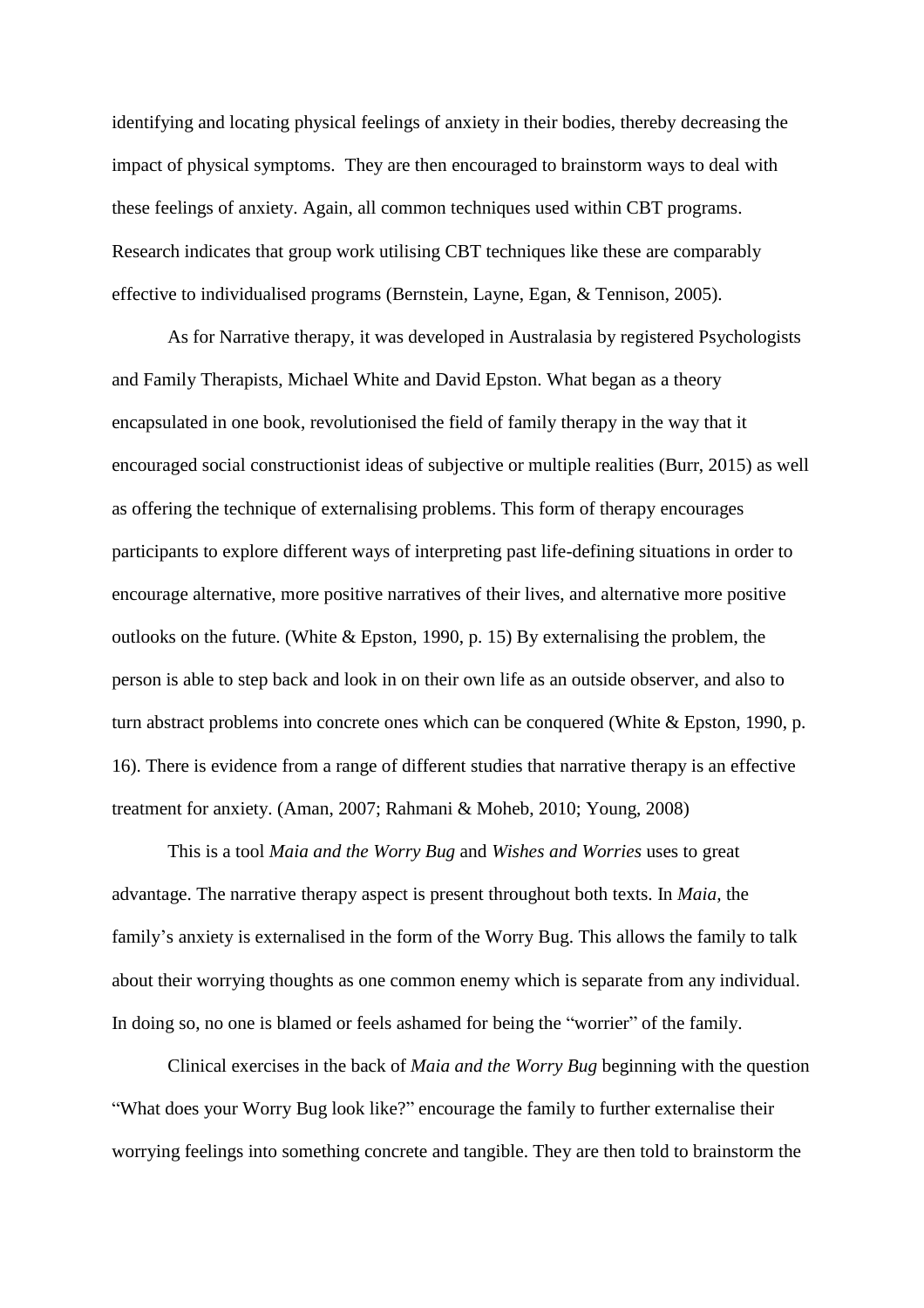identifying and locating physical feelings of anxiety in their bodies, thereby decreasing the impact of physical symptoms. They are then encouraged to brainstorm ways to deal with these feelings of anxiety. Again, all common techniques used within CBT programs. Research indicates that group work utilising CBT techniques like these are comparably effective to individualised programs (Bernstein, Layne, Egan, & Tennison, 2005).

As for Narrative therapy, it was developed in Australasia by registered Psychologists and Family Therapists, Michael White and David Epston. What began as a theory encapsulated in one book, revolutionised the field of family therapy in the way that it encouraged social constructionist ideas of subjective or multiple realities (Burr, 2015) as well as offering the technique of externalising problems. This form of therapy encourages participants to explore different ways of interpreting past life-defining situations in order to encourage alternative, more positive narratives of their lives, and alternative more positive outlooks on the future. (White & Epston, 1990, p. 15) By externalising the problem, the person is able to step back and look in on their own life as an outside observer, and also to turn abstract problems into concrete ones which can be conquered (White & Epston, 1990, p. 16). There is evidence from a range of different studies that narrative therapy is an effective treatment for anxiety. (Aman, 2007; Rahmani & Moheb, 2010; Young, 2008)

This is a tool *Maia and the Worry Bug* and *Wishes and Worries* uses to great advantage. The narrative therapy aspect is present throughout both texts. In *Maia*, the family's anxiety is externalised in the form of the Worry Bug. This allows the family to talk about their worrying thoughts as one common enemy which is separate from any individual. In doing so, no one is blamed or feels ashamed for being the "worrier" of the family.

Clinical exercises in the back of *Maia and the Worry Bug* beginning with the question "What does your Worry Bug look like?" encourage the family to further externalise their worrying feelings into something concrete and tangible. They are then told to brainstorm the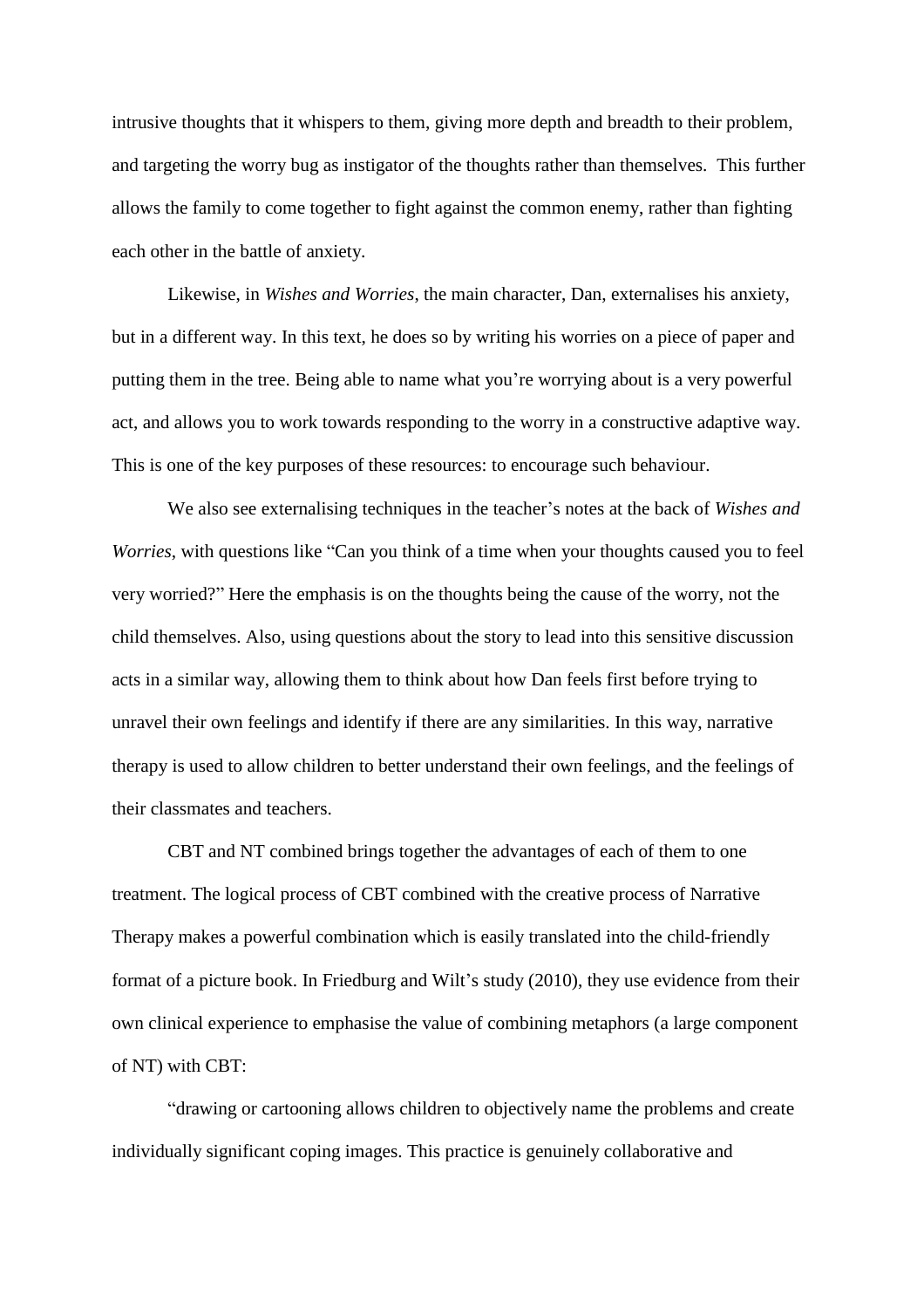intrusive thoughts that it whispers to them, giving more depth and breadth to their problem, and targeting the worry bug as instigator of the thoughts rather than themselves. This further allows the family to come together to fight against the common enemy, rather than fighting each other in the battle of anxiety.

Likewise, in *Wishes and Worries*, the main character, Dan, externalises his anxiety, but in a different way. In this text, he does so by writing his worries on a piece of paper and putting them in the tree. Being able to name what you're worrying about is a very powerful act, and allows you to work towards responding to the worry in a constructive adaptive way. This is one of the key purposes of these resources: to encourage such behaviour.

We also see externalising techniques in the teacher's notes at the back of *Wishes and Worries*, with questions like "Can you think of a time when your thoughts caused you to feel very worried?" Here the emphasis is on the thoughts being the cause of the worry, not the child themselves. Also, using questions about the story to lead into this sensitive discussion acts in a similar way, allowing them to think about how Dan feels first before trying to unravel their own feelings and identify if there are any similarities. In this way, narrative therapy is used to allow children to better understand their own feelings, and the feelings of their classmates and teachers.

CBT and NT combined brings together the advantages of each of them to one treatment. The logical process of CBT combined with the creative process of Narrative Therapy makes a powerful combination which is easily translated into the child-friendly format of a picture book. In Friedburg and Wilt's study (2010), they use evidence from their own clinical experience to emphasise the value of combining metaphors (a large component of NT) with CBT:

"drawing or cartooning allows children to objectively name the problems and create individually significant coping images. This practice is genuinely collaborative and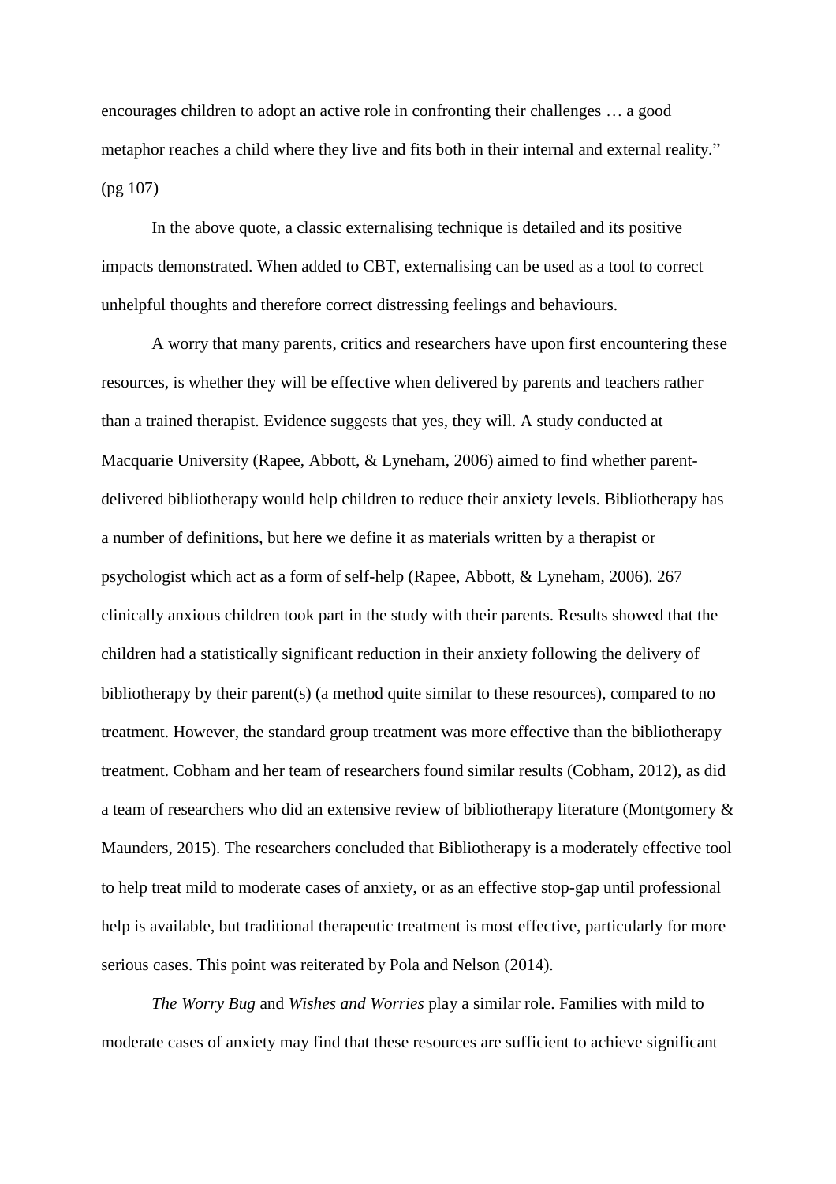encourages children to adopt an active role in confronting their challenges … a good metaphor reaches a child where they live and fits both in their internal and external reality." (pg 107)

In the above quote, a classic externalising technique is detailed and its positive impacts demonstrated. When added to CBT, externalising can be used as a tool to correct unhelpful thoughts and therefore correct distressing feelings and behaviours.

A worry that many parents, critics and researchers have upon first encountering these resources, is whether they will be effective when delivered by parents and teachers rather than a trained therapist. Evidence suggests that yes, they will. A study conducted at Macquarie University (Rapee, Abbott, & Lyneham, 2006) aimed to find whether parent-delivered bibliotherapy would help children to reduce their anxiety levels. Bibliotherapy has a number of definitions, but here we define it as materials written by a therapist or psychologist which act as a form of self-help (Rapee, Abbott, & Lyneham, 2006). 267 clinically anxious children took part in the study with their parents. Results showed that the children had a statistically significant reduction in their anxiety following the delivery of bibliotherapy by their parent(s) (a method quite similar to these resources), compared to no treatment. However, the standard group treatment was more effective than the bibliotherapy treatment. Cobham and her team of researchers found similar results (Cobham, 2012), as did a team of researchers who did an extensive review of bibliotherapy literature (Montgomery & Maunders, 2015). The researchers concluded that Bibliotherapy is a moderately effective tool to help treat mild to moderate cases of anxiety, or as an effective stop-gap until professional help is available, but traditional therapeutic treatment is most effective, particularly for more serious cases. This point was reiterated by Pola and Nelson (2014).

*The Worry Bug* and *Wishes and Worries* play a similar role. Families with mild to moderate cases of anxiety may find that these resources are sufficient to achieve significant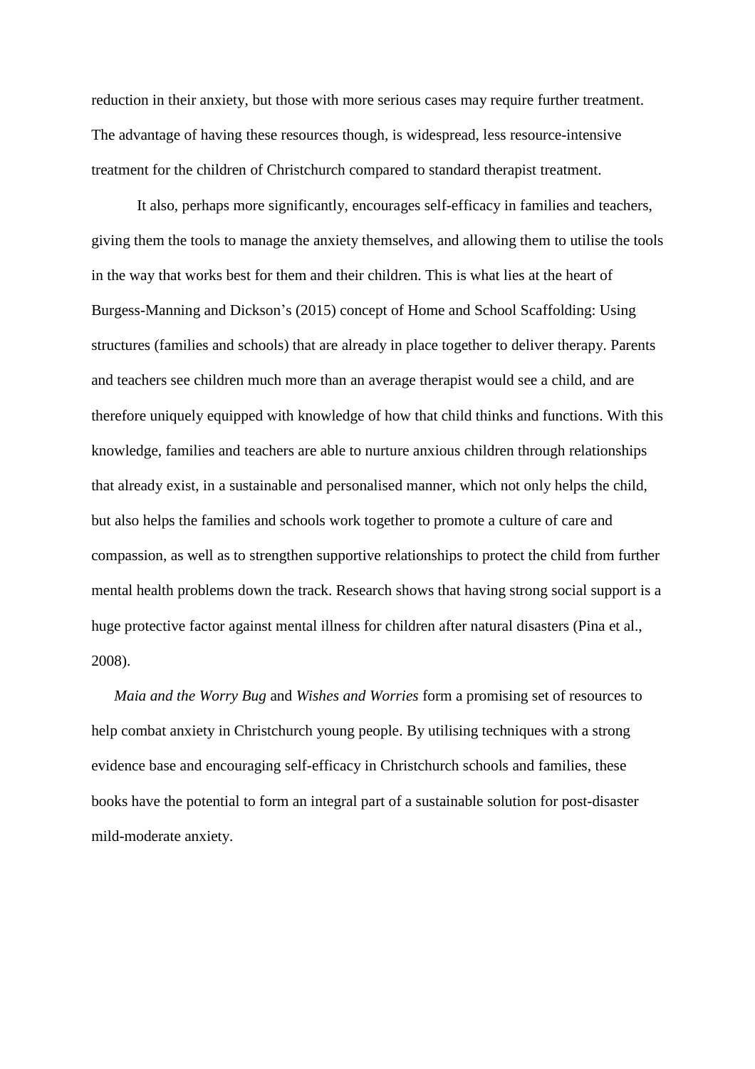reduction in their anxiety, but those with more serious cases may require further treatment. The advantage of having these resources though, is widespread, less resource-intensive treatment for the children of Christchurch compared to standard therapist treatment.

It also, perhaps more significantly, encourages self-efficacy in families and teachers, giving them the tools to manage the anxiety themselves, and allowing them to utilise the tools in the way that works best for them and their children. This is what lies at the heart of Burgess-Manning and Dickson's (2015) concept of Home and School Scaffolding: Using structures (families and schools) that are already in place together to deliver therapy. Parents and teachers see children much more than an average therapist would see a child, and are therefore uniquely equipped with knowledge of how that child thinks and functions. With this knowledge, families and teachers are able to nurture anxious children through relationships that already exist, in a sustainable and personalised manner, which not only helps the child, but also helps the families and schools work together to promote a culture of care and compassion, as well as to strengthen supportive relationships to protect the child from further mental health problems down the track. Research shows that having strong social support is a huge protective factor against mental illness for children after natural disasters (Pina et al., 2008).

*Maia and the Worry Bug* and *Wishes and Worries* form a promising set of resources to help combat anxiety in Christchurch young people. By utilising techniques with a strong evidence base and encouraging self-efficacy in Christchurch schools and families, these books have the potential to form an integral part of a sustainable solution for post-disaster mild-moderate anxiety.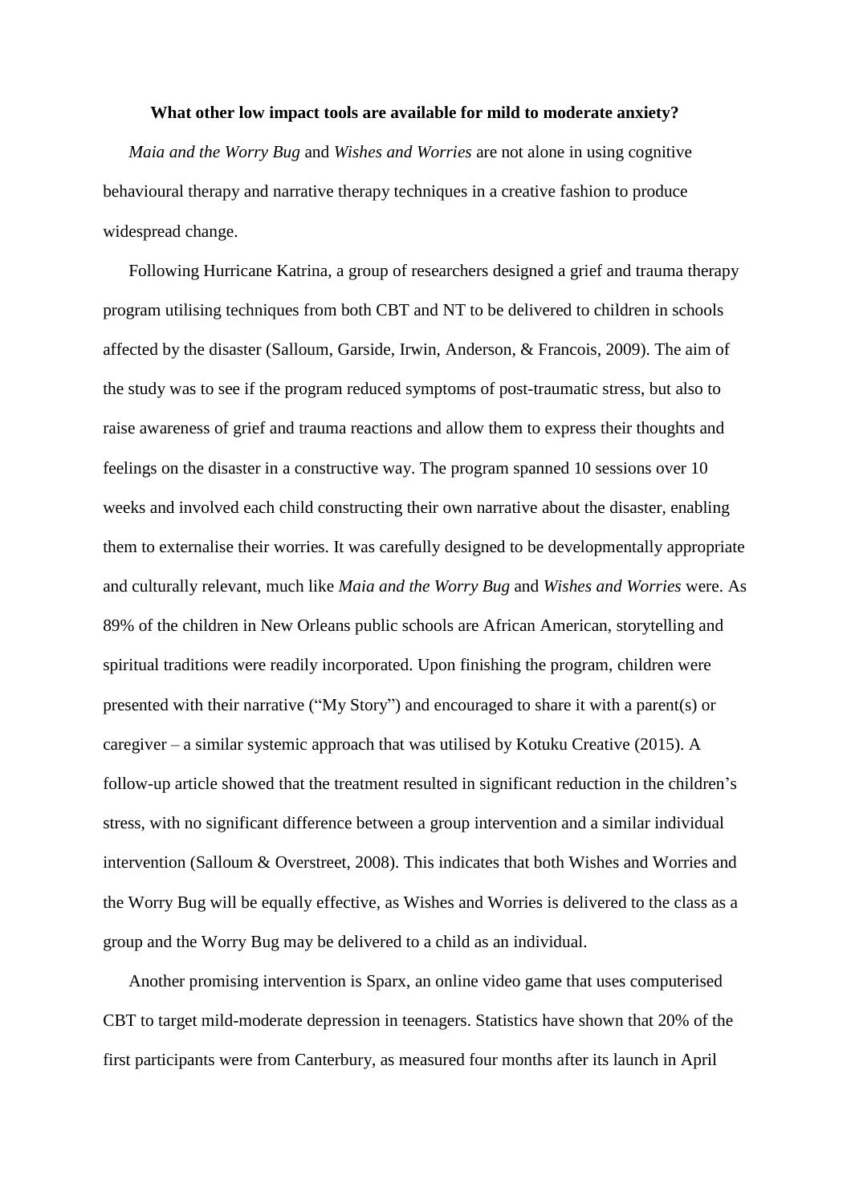**What other low impact tools are available for mild to moderate anxiety?**

*Maia and the Worry Bug* and *Wishes and Worries* are not alone in using cognitive behavioural therapy and narrative therapy techniques in a creative fashion to produce widespread change.

Following Hurricane Katrina, a group of researchers designed a grief and trauma therapy program utilising techniques from both CBT and NT to be delivered to children in schools affected by the disaster (Salloum, Garside, Irwin, Anderson, & Francois, 2009). The aim of the study was to see if the program reduced symptoms of post-traumatic stress, but also to raise awareness of grief and trauma reactions and allow them to express their thoughts and feelings on the disaster in a constructive way. The program spanned 10 sessions over 10 weeks and involved each child constructing their own narrative about the disaster, enabling them to externalise their worries. It was carefully designed to be developmentally appropriate and culturally relevant, much like *Maia and the Worry Bug* and *Wishes and Worries* were. As 89% of the children in New Orleans public schools are African American, storytelling and spiritual traditions were readily incorporated. Upon finishing the program, children were presented with their narrative ("My Story") and encouraged to share it with a parent(s) or caregiver – a similar systemic approach that was utilised by Kotuku Creative (2015). A follow-up article showed that the treatment resulted in significant reduction in the children's stress, with no significant difference between a group intervention and a similar individual intervention (Salloum & Overstreet, 2008). This indicates that both Wishes and Worries and the Worry Bug will be equally effective, as Wishes and Worries is delivered to the class as a group and the Worry Bug may be delivered to a child as an individual.

Another promising intervention is Sparx, an online video game that uses computerised CBT to target mild-moderate depression in teenagers. Statistics have shown that 20% of the first participants were from Canterbury, as measured four months after its launch in April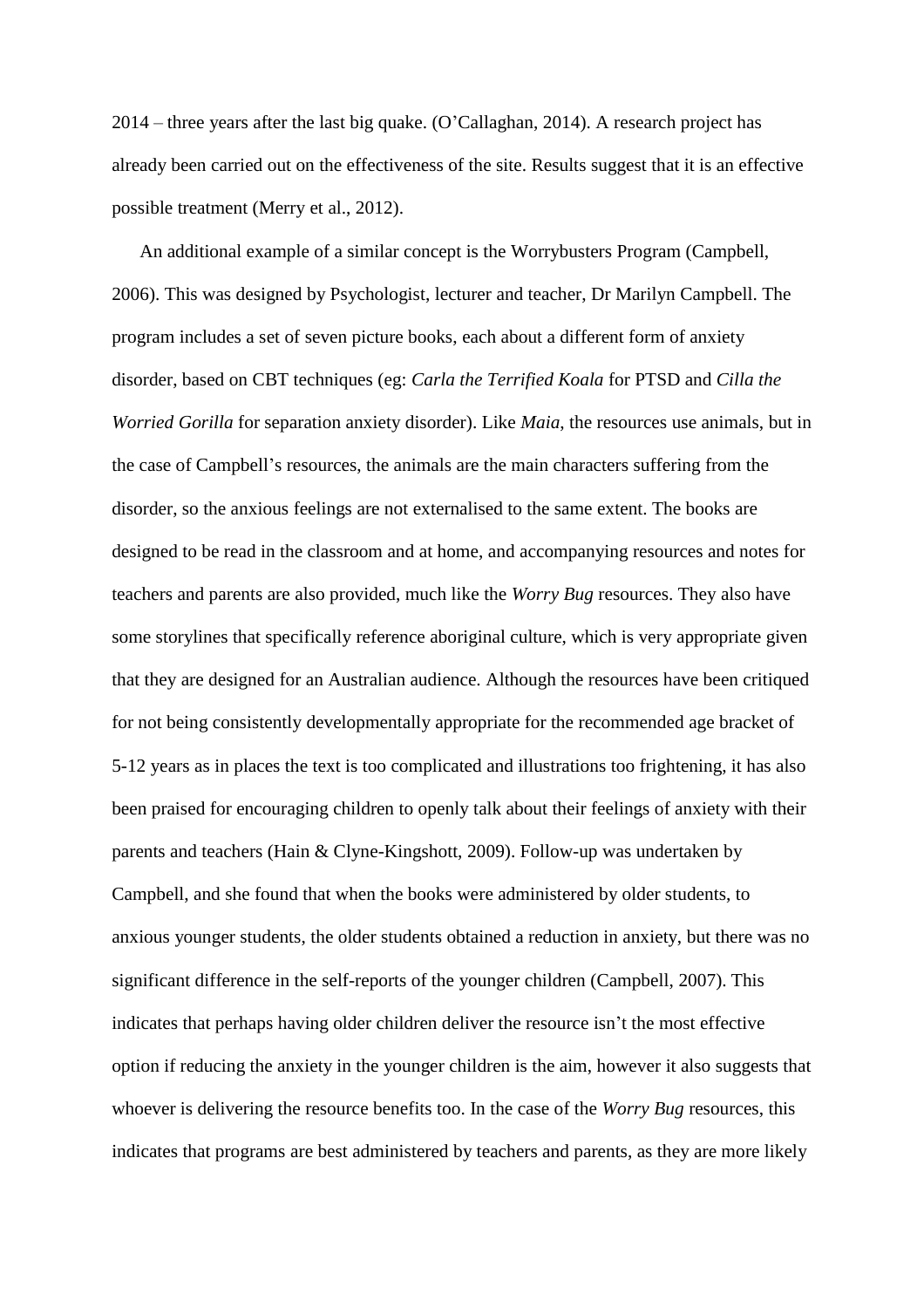2014 – three years after the last big quake. (O'Callaghan, 2014). A research project has already been carried out on the effectiveness of the site. Results suggest that it is an effective possible treatment (Merry et al., 2012).

An additional example of a similar concept is the Worrybusters Program (Campbell, 2006). This was designed by Psychologist, lecturer and teacher, Dr Marilyn Campbell. The program includes a set of seven picture books, each about a different form of anxiety disorder, based on CBT techniques (eg: *Carla the Terrified Koala* for PTSD and *Cilla the Worried Gorilla* for separation anxiety disorder). Like *Maia*, the resources use animals, but in the case of Campbell's resources, the animals are the main characters suffering from the disorder, so the anxious feelings are not externalised to the same extent. The books are designed to be read in the classroom and at home, and accompanying resources and notes for teachers and parents are also provided, much like the *Worry Bug* resources. They also have some storylines that specifically reference aboriginal culture, which is very appropriate given that they are designed for an Australian audience. Although the resources have been critiqued for not being consistently developmentally appropriate for the recommended age bracket of 5-12 years as in places the text is too complicated and illustrations too frightening, it has also been praised for encouraging children to openly talk about their feelings of anxiety with their parents and teachers (Hain & Clyne-Kingshott, 2009). Follow-up was undertaken by Campbell, and she found that when the books were administered by older students, to anxious younger students, the older students obtained a reduction in anxiety, but there was no significant difference in the self-reports of the younger children (Campbell, 2007). This indicates that perhaps having older children deliver the resource isn't the most effective option if reducing the anxiety in the younger children is the aim, however it also suggests that whoever is delivering the resource benefits too. In the case of the *Worry Bug* resources, this indicates that programs are best administered by teachers and parents, as they are more likely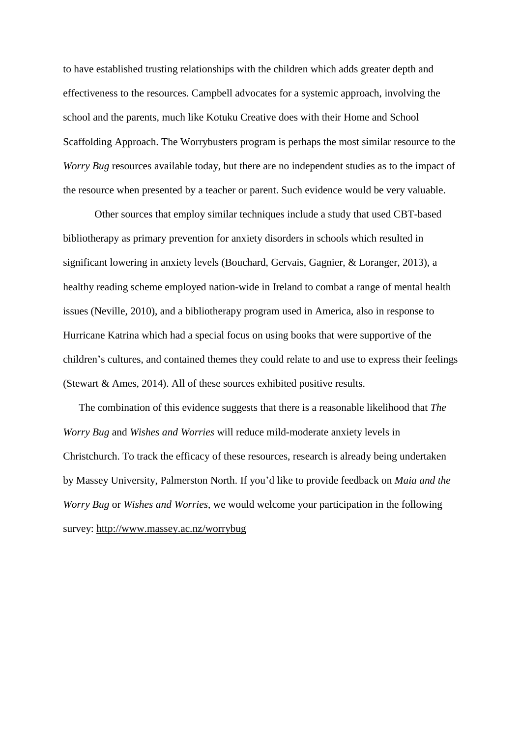to have established trusting relationships with the children which adds greater depth and effectiveness to the resources. Campbell advocates for a systemic approach, involving the school and the parents, much like Kotuku Creative does with their Home and School Scaffolding Approach. The Worrybusters program is perhaps the most similar resource to the *Worry Bug* resources available today, but there are no independent studies as to the impact of the resource when presented by a teacher or parent. Such evidence would be very valuable.

Other sources that employ similar techniques include a study that used CBT-based bibliotherapy as primary prevention for anxiety disorders in schools which resulted in significant lowering in anxiety levels (Bouchard, Gervais, Gagnier, & Loranger, 2013), a healthy reading scheme employed nation-wide in Ireland to combat a range of mental health issues (Neville, 2010), and a bibliotherapy program used in America, also in response to Hurricane Katrina which had a special focus on using books that were supportive of the children's cultures, and contained themes they could relate to and use to express their feelings (Stewart & Ames, 2014). All of these sources exhibited positive results.

The combination of this evidence suggests that there is a reasonable likelihood that *The Worry Bug* and *Wishes and Worries* will reduce mild-moderate anxiety levels in Christchurch. To track the efficacy of these resources, research is already being undertaken by Massey University, Palmerston North. If you'd like to provide feedback on *Maia and the Worry Bug* or *Wishes and Worries*, we would welcome your participation in the following survey: http://www.massey.ac.nz/worrybug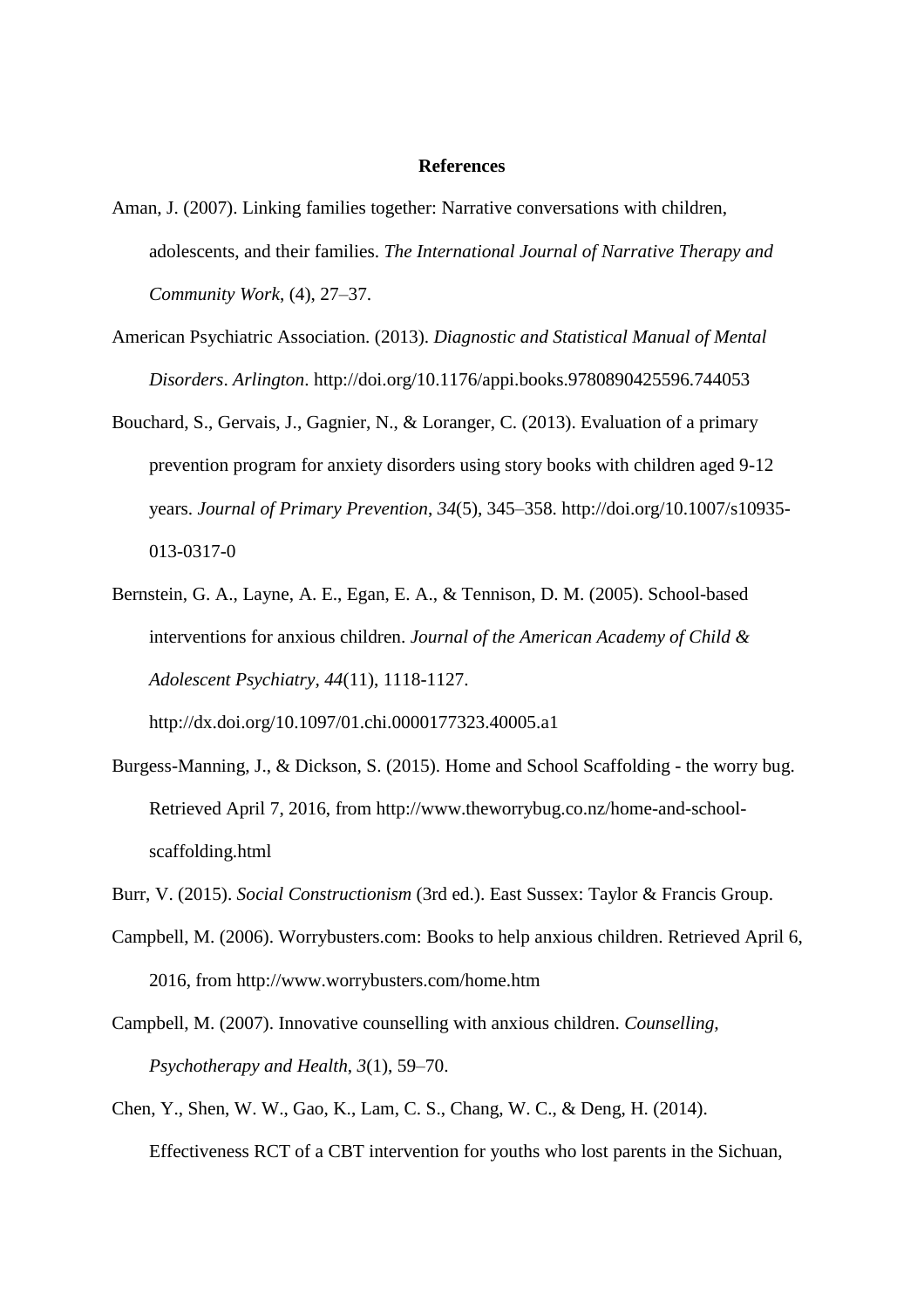**References**

Aman, J. (2007). Linking families together: Narrative conversations with children, adolescents, and their families. *The International Journal of Narrative Therapy and Community Work*, (4), 27–37.

American Psychiatric Association. (2013). *Diagnostic and Statistical Manual of Mental Disorders*. *Arlington*. http://doi.org/10.1176/appi.books.9780890425596.744053

Bouchard, S., Gervais, J., Gagnier, N., & Loranger, C. (2013). Evaluation of a primary prevention program for anxiety disorders using story books with children aged 9-12 years. *Journal of Primary Prevention*, *34*(5), 345–358. http://doi.org/10.1007/s10935-013-0317-0

Bernstein, G. A., Layne, A. E., Egan, E. A., & Tennison, D. M. (2005). School-based interventions for anxious children. *Journal of the American Academy of Child & Adolescent Psychiatry*, *44*(11), 1118-1127. http://dx.doi.org/10.1097/01.chi.0000177323.40005.a1

Burgess-Manning, J., & Dickson, S. (2015). Home and School Scaffolding - the worry bug. Retrieved April 7, 2016, from http://www.theworrybug.co.nz/home-and-school-scaffolding.html

Burr, V. (2015). *Social Constructionism* (3rd ed.). East Sussex: Taylor & Francis Group.

Campbell, M. (2006). Worrybusters.com: Books to help anxious children. Retrieved April 6, 2016, from http://www.worrybusters.com/home.htm

Campbell, M. (2007). Innovative counselling with anxious children. *Counselling, Psychotherapy and Health*, *3*(1), 59–70.

Chen, Y., Shen, W. W., Gao, K., Lam, C. S., Chang, W. C., & Deng, H. (2014). Effectiveness RCT of a CBT intervention for youths who lost parents in the Sichuan,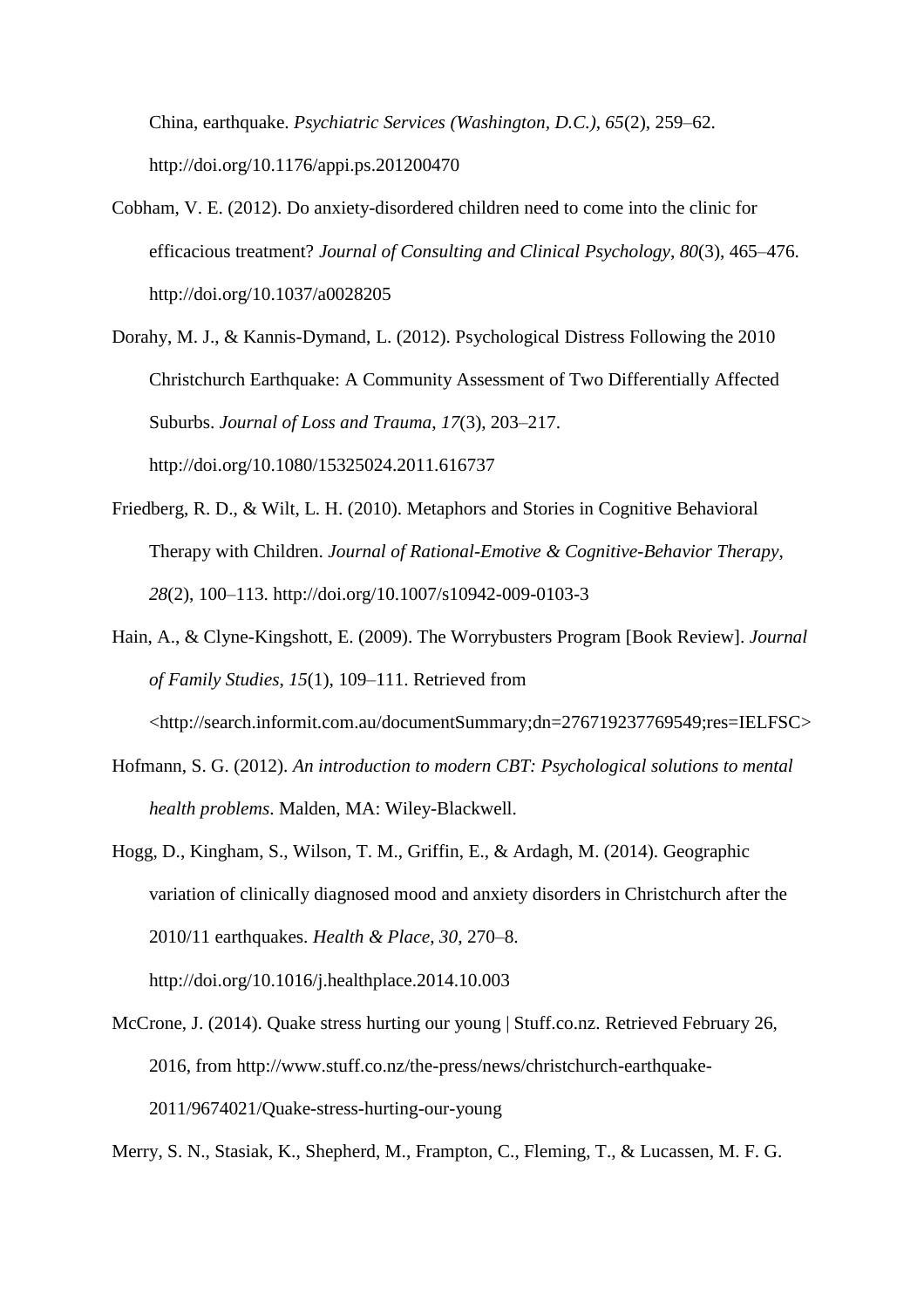China, earthquake. *Psychiatric Services (Washington, D.C.)*, *65*(2), 259–62. http://doi.org/10.1176/appi.ps.201200470

Cobham, V. E. (2012). Do anxiety-disordered children need to come into the clinic for efficacious treatment? *Journal of Consulting and Clinical Psychology*, *80*(3), 465–476. http://doi.org/10.1037/a0028205

Dorahy, M. J., & Kannis-Dymand, L. (2012). Psychological Distress Following the 2010 Christchurch Earthquake: A Community Assessment of Two Differentially Affected Suburbs. *Journal of Loss and Trauma*, *17*(3), 203–217. http://doi.org/10.1080/15325024.2011.616737

Friedberg, R. D., & Wilt, L. H. (2010). Metaphors and Stories in Cognitive Behavioral Therapy with Children. *Journal of Rational-Emotive & Cognitive-Behavior Therapy*, *28*(2), 100–113. http://doi.org/10.1007/s10942-009-0103-3

Hain, A., & Clyne-Kingshott, E. (2009). The Worrybusters Program [Book Review]. *Journal of Family Studies*, *15*(1), 109–111. Retrieved from <http://search.informit.com.au/documentSummary;dn=276719237769549;res=IELFSC>

Hofmann, S. G. (2012). *An introduction to modern CBT: Psychological solutions to mental health problems*. Malden, MA: Wiley-Blackwell.

Hogg, D., Kingham, S., Wilson, T. M., Griffin, E., & Ardagh, M. (2014). Geographic variation of clinically diagnosed mood and anxiety disorders in Christchurch after the 2010/11 earthquakes. *Health & Place*, *30*, 270–8. http://doi.org/10.1016/j.healthplace.2014.10.003

McCrone, J. (2014). Quake stress hurting our young | Stuff.co.nz. Retrieved February 26, 2016, from http://www.stuff.co.nz/the-press/news/christchurch-earthquake-2011/9674021/Quake-stress-hurting-our-young

Merry, S. N., Stasiak, K., Shepherd, M., Frampton, C., Fleming, T., & Lucassen, M. F. G.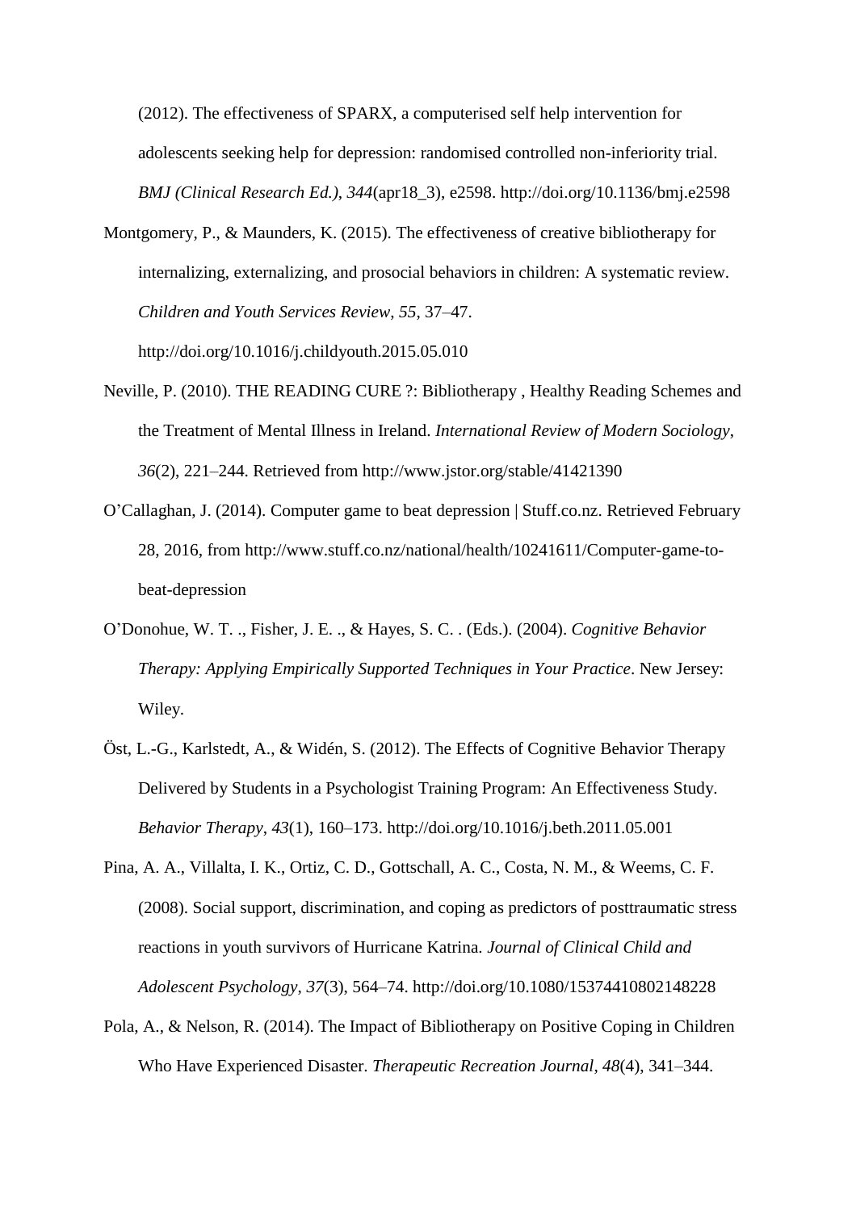(2012). The effectiveness of SPARX, a computerised self help intervention for adolescents seeking help for depression: randomised controlled non-inferiority trial. *BMJ (Clinical Research Ed.)*, *344*(apr18_3), e2598. http://doi.org/10.1136/bmj.e2598

Montgomery, P., & Maunders, K. (2015). The effectiveness of creative bibliotherapy for internalizing, externalizing, and prosocial behaviors in children: A systematic review. *Children and Youth Services Review*, *55*, 37–47. http://doi.org/10.1016/j.childyouth.2015.05.010

Neville, P. (2010). THE READING CURE ?: Bibliotherapy , Healthy Reading Schemes and the Treatment of Mental Illness in Ireland. *International Review of Modern Sociology*, *36*(2), 221–244. Retrieved from http://www.jstor.org/stable/41421390

O'Callaghan, J. (2014). Computer game to beat depression | Stuff.co.nz. Retrieved February 28, 2016, from http://www.stuff.co.nz/national/health/10241611/Computer-game-to-beat-depression

O'Donohue, W. T. ., Fisher, J. E. ., & Hayes, S. C. . (Eds.). (2004). *Cognitive Behavior Therapy: Applying Empirically Supported Techniques in Your Practice*. New Jersey: Wiley.

Öst, L.-G., Karlstedt, A., & Widén, S. (2012). The Effects of Cognitive Behavior Therapy Delivered by Students in a Psychologist Training Program: An Effectiveness Study. *Behavior Therapy*, *43*(1), 160–173. http://doi.org/10.1016/j.beth.2011.05.001

Pina, A. A., Villalta, I. K., Ortiz, C. D., Gottschall, A. C., Costa, N. M., & Weems, C. F. (2008). Social support, discrimination, and coping as predictors of posttraumatic stress reactions in youth survivors of Hurricane Katrina. *Journal of Clinical Child and Adolescent Psychology*, *37*(3), 564–74. http://doi.org/10.1080/15374410802148228

Pola, A., & Nelson, R. (2014). The Impact of Bibliotherapy on Positive Coping in Children Who Have Experienced Disaster. *Therapeutic Recreation Journal*, *48*(4), 341–344.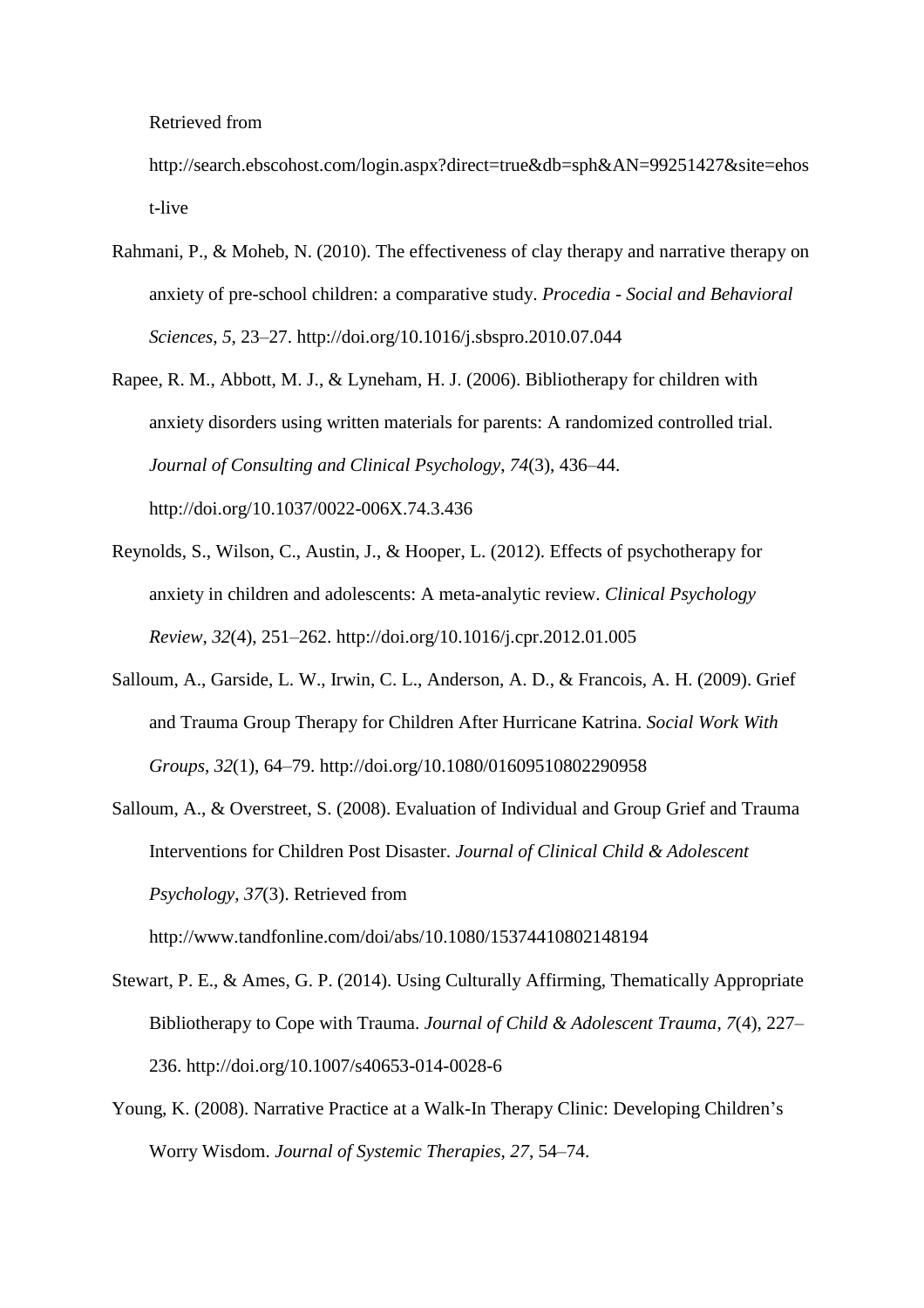Retrieved from http://search.ebscohost.com/login.aspx?direct=true&db=sph&AN=99251427&site=ehost-live

Rahmani, P., & Moheb, N. (2010). The effectiveness of clay therapy and narrative therapy on anxiety of pre-school children: a comparative study. *Procedia - Social and Behavioral Sciences*, *5*, 23–27. http://doi.org/10.1016/j.sbspro.2010.07.044

Rapee, R. M., Abbott, M. J., & Lyneham, H. J. (2006). Bibliotherapy for children with anxiety disorders using written materials for parents: A randomized controlled trial. *Journal of Consulting and Clinical Psychology*, *74*(3), 436–44. http://doi.org/10.1037/0022-006X.74.3.436

Reynolds, S., Wilson, C., Austin, J., & Hooper, L. (2012). Effects of psychotherapy for anxiety in children and adolescents: A meta-analytic review. *Clinical Psychology Review*, *32*(4), 251–262. http://doi.org/10.1016/j.cpr.2012.01.005

Salloum, A., Garside, L. W., Irwin, C. L., Anderson, A. D., & Francois, A. H. (2009). Grief and Trauma Group Therapy for Children After Hurricane Katrina. *Social Work With Groups*, *32*(1), 64–79. http://doi.org/10.1080/01609510802290958

Salloum, A., & Overstreet, S. (2008). Evaluation of Individual and Group Grief and Trauma Interventions for Children Post Disaster. *Journal of Clinical Child & Adolescent Psychology*, *37*(3). Retrieved from http://www.tandfonline.com/doi/abs/10.1080/15374410802148194

Stewart, P. E., & Ames, G. P. (2014). Using Culturally Affirming, Thematically Appropriate Bibliotherapy to Cope with Trauma. *Journal of Child & Adolescent Trauma*, *7*(4), 227–236. http://doi.org/10.1007/s40653-014-0028-6

Young, K. (2008). Narrative Practice at a Walk-In Therapy Clinic: Developing Children's Worry Wisdom. *Journal of Systemic Therapies*, *27*, 54–74.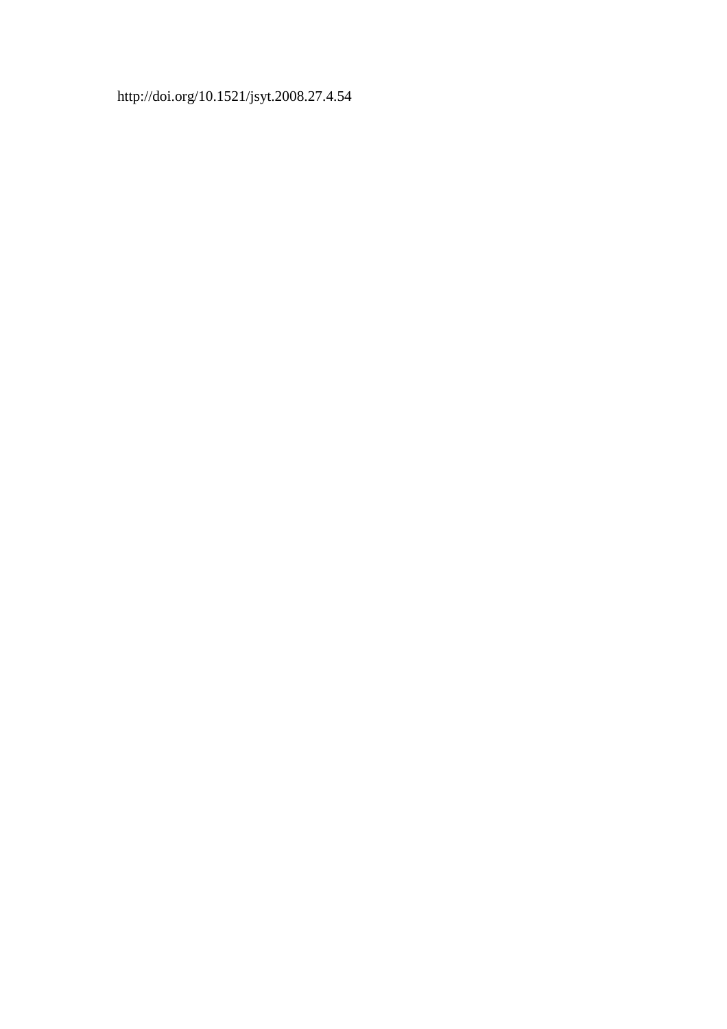http://doi.org/10.1521/jsyt.2008.27.4.54